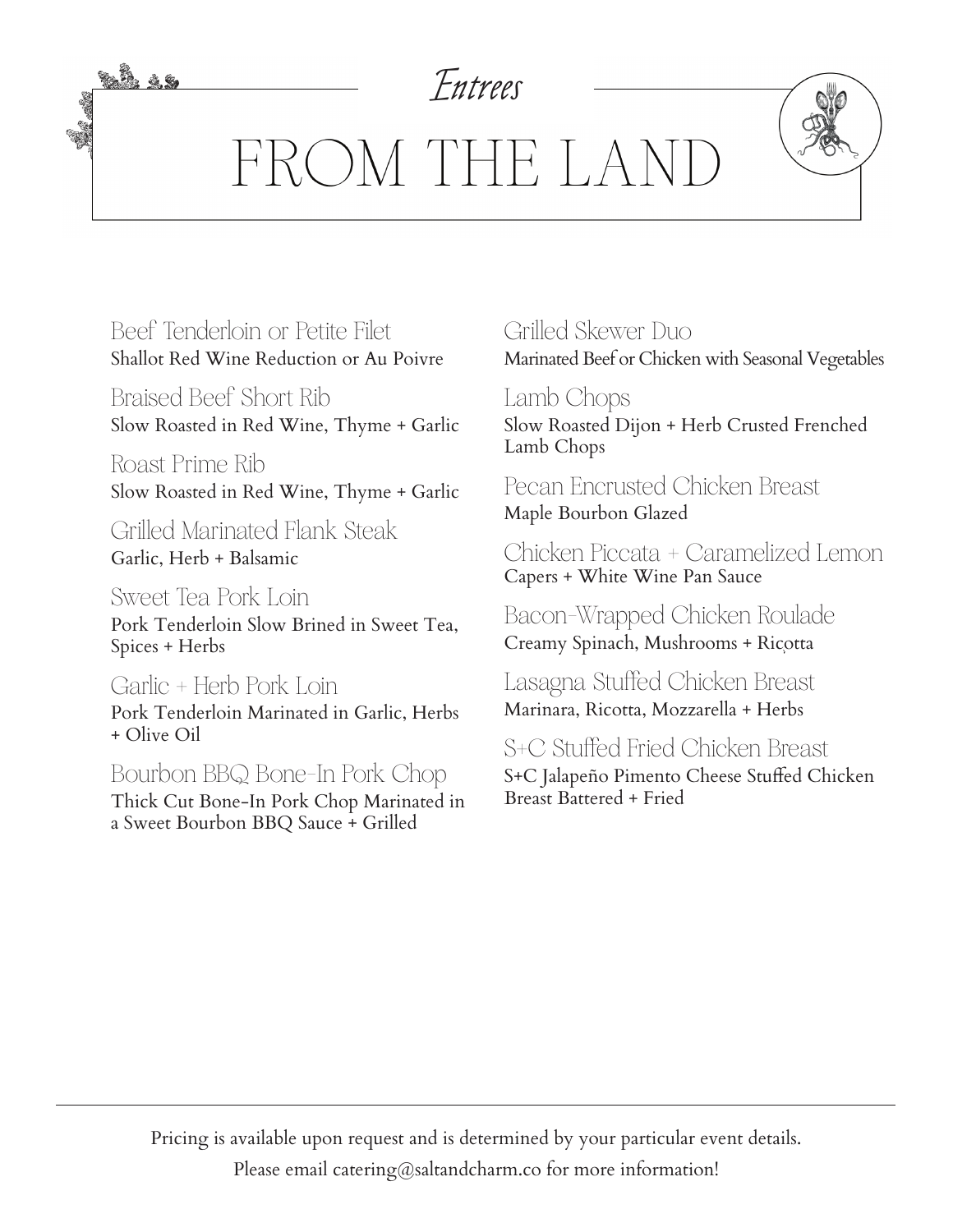*Entrees*

# FROM THE LAND

### Beef Tenderloin or Petite Filet
Shallot Red Wine Reduction or Au Poivre

### Braised Beef Short Rib
Slow Roasted in Red Wine, Thyme + Garlic

### Roast Prime Rib
Slow Roasted in Red Wine, Thyme + Garlic

### Grilled Marinated Flank Steak
Garlic, Herb + Balsamic

### Sweet Tea Pork Loin
Pork Tenderloin Slow Brined in Sweet Tea, Spices + Herbs

### Garlic + Herb Pork Loin
Pork Tenderloin Marinated in Garlic, Herbs + Olive Oil

### Bourbon BBQ Bone-In Pork Chop
Thick Cut Bone-In Pork Chop Marinated in a Sweet Bourbon BBQ Sauce + Grilled

### Grilled Skewer Duo
Marinated Beef or Chicken with Seasonal Vegetables

### Lamb Chops
Slow Roasted Dijon + Herb Crusted Frenched Lamb Chops

### Pecan Encrusted Chicken Breast
Maple Bourbon Glazed

### Chicken Piccata + Caramelized Lemon
Capers + White Wine Pan Sauce

### Bacon-Wrapped Chicken Roulade
Creamy Spinach, Mushrooms + Ricotta

### Lasagna Stuffed Chicken Breast
Marinara, Ricotta, Mozzarella + Herbs

### S+C Stuffed Fried Chicken Breast
S+C Jalapeño Pimento Cheese Stuffed Chicken Breast Battered + Fried

---

Pricing is available upon request and is determined by your particular event details.

Please email catering@saltandcharm.co for more information!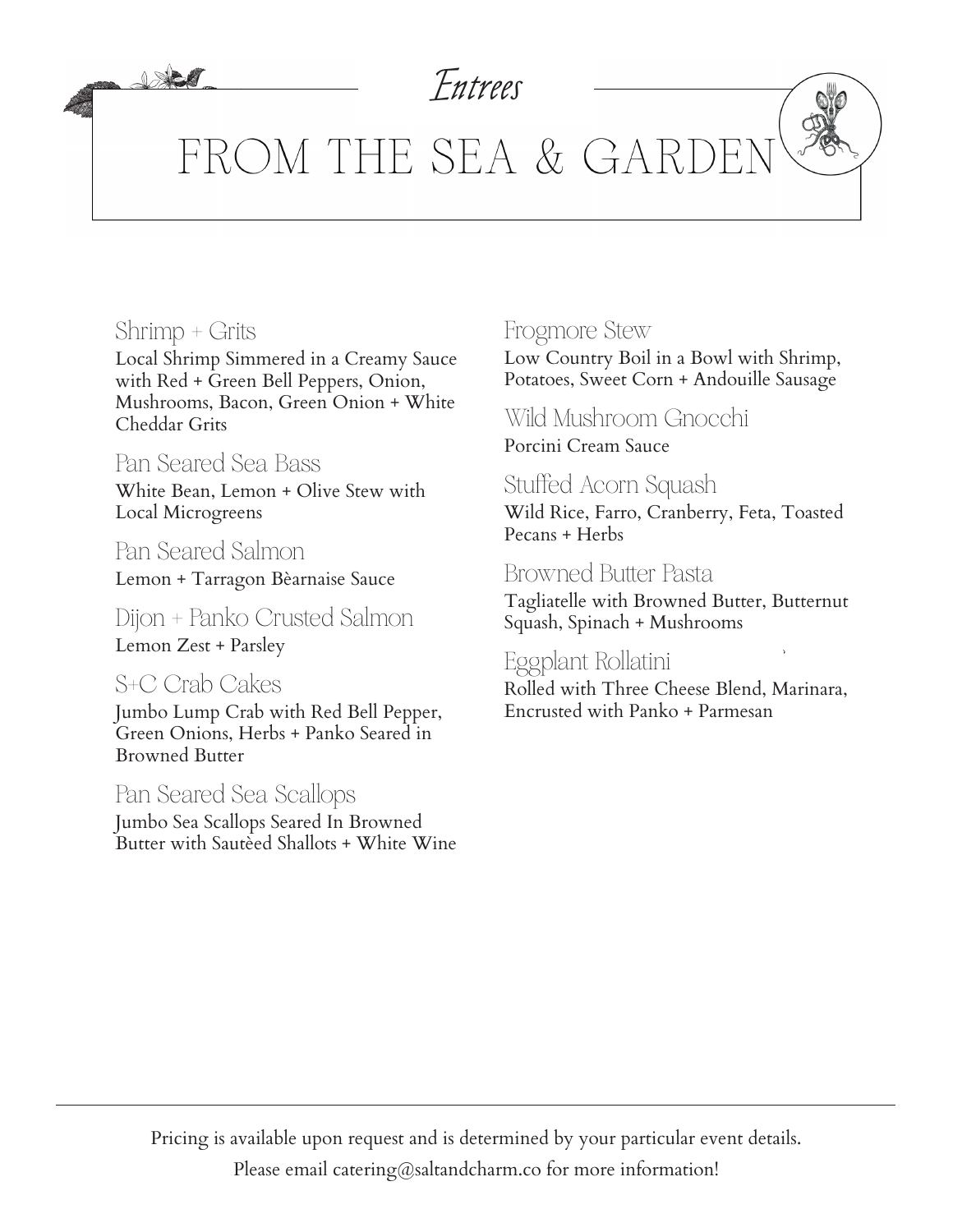*Entrees*

# FROM THE SEA & GARDEN

### Shrimp + Grits

Local Shrimp Simmered in a Creamy Sauce with Red + Green Bell Peppers, Onion, Mushrooms, Bacon, Green Onion + White Cheddar Grits

### Pan Seared Sea Bass

White Bean, Lemon + Olive Stew with Local Microgreens

### Pan Seared Salmon

Lemon + Tarragon Bèarnaise Sauce

### Dijon + Panko Crusted Salmon

Lemon Zest + Parsley

### S+C Crab Cakes

Jumbo Lump Crab with Red Bell Pepper, Green Onions, Herbs + Panko Seared in Browned Butter

### Pan Seared Sea Scallops

Jumbo Sea Scallops Seared In Browned Butter with Sautèed Shallots + White Wine

### Frogmore Stew

Low Country Boil in a Bowl with Shrimp, Potatoes, Sweet Corn + Andouille Sausage

### Wild Mushroom Gnocchi

Porcini Cream Sauce

### Stuffed Acorn Squash

Wild Rice, Farro, Cranberry, Feta, Toasted Pecans + Herbs

### Browned Butter Pasta

Tagliatelle with Browned Butter, Butternut Squash, Spinach + Mushrooms

### Eggplant Rollatini

Rolled with Three Cheese Blend, Marinara, Encrusted with Panko + Parmesan

---

Pricing is available upon request and is determined by your particular event details.

Please email catering@saltandcharm.co for more information!